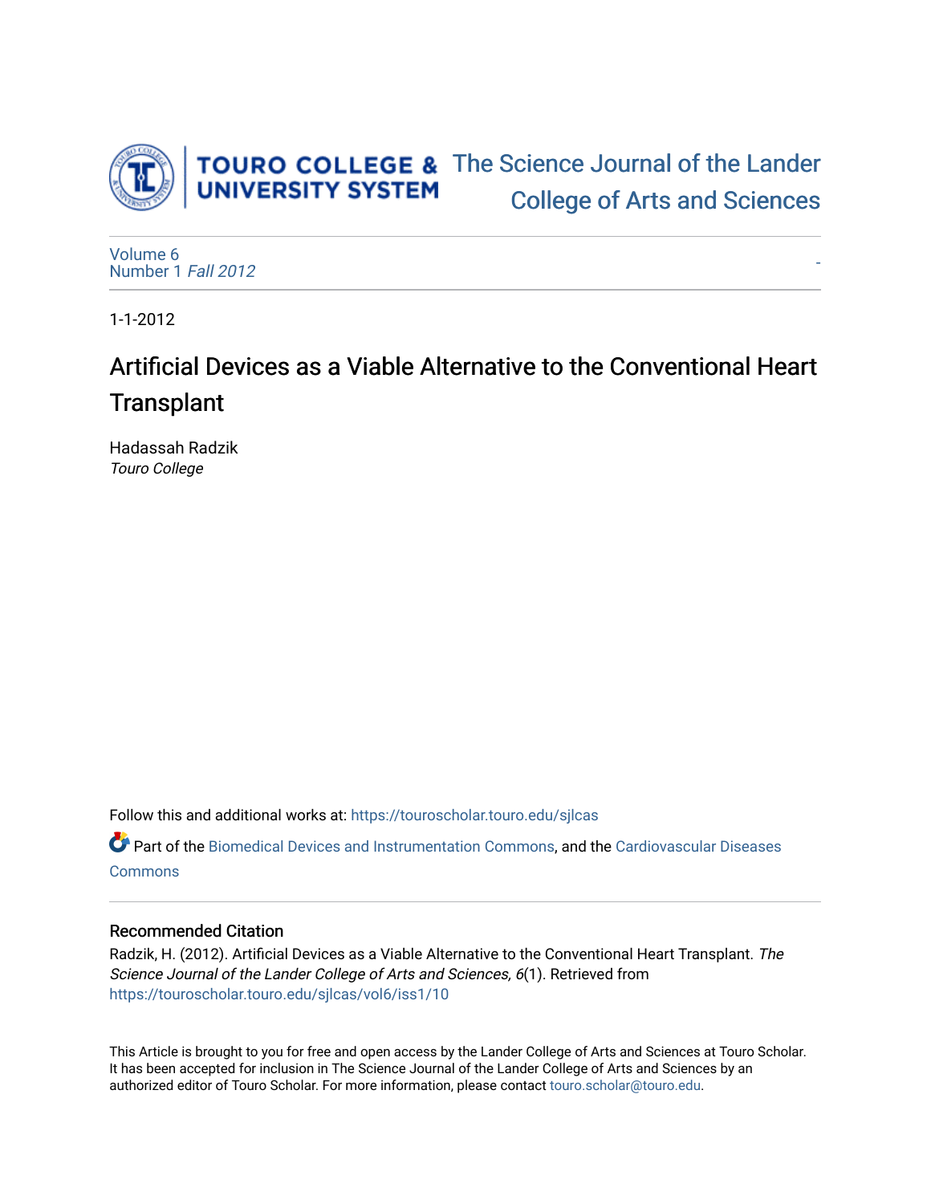TOURO COLLEGE & UNIVERSITY SYSTEM

The Science Journal of the Lander College of Arts and Sciences

Volume 6
Number 1 *Fall 2012*

-

1-1-2012

# Artificial Devices as a Viable Alternative to the Conventional Heart Transplant

Hadassah Radzik
*Touro College*

Follow this and additional works at: https://touroscholar.touro.edu/sjlcas

Part of the Biomedical Devices and Instrumentation Commons, and the Cardiovascular Diseases Commons

## Recommended Citation

Radzik, H. (2012). Artificial Devices as a Viable Alternative to the Conventional Heart Transplant. *The Science Journal of the Lander College of Arts and Sciences, 6*(1). Retrieved from https://touroscholar.touro.edu/sjlcas/vol6/iss1/10

This Article is brought to you for free and open access by the Lander College of Arts and Sciences at Touro Scholar. It has been accepted for inclusion in The Science Journal of the Lander College of Arts and Sciences by an authorized editor of Touro Scholar. For more information, please contact touro.scholar@touro.edu.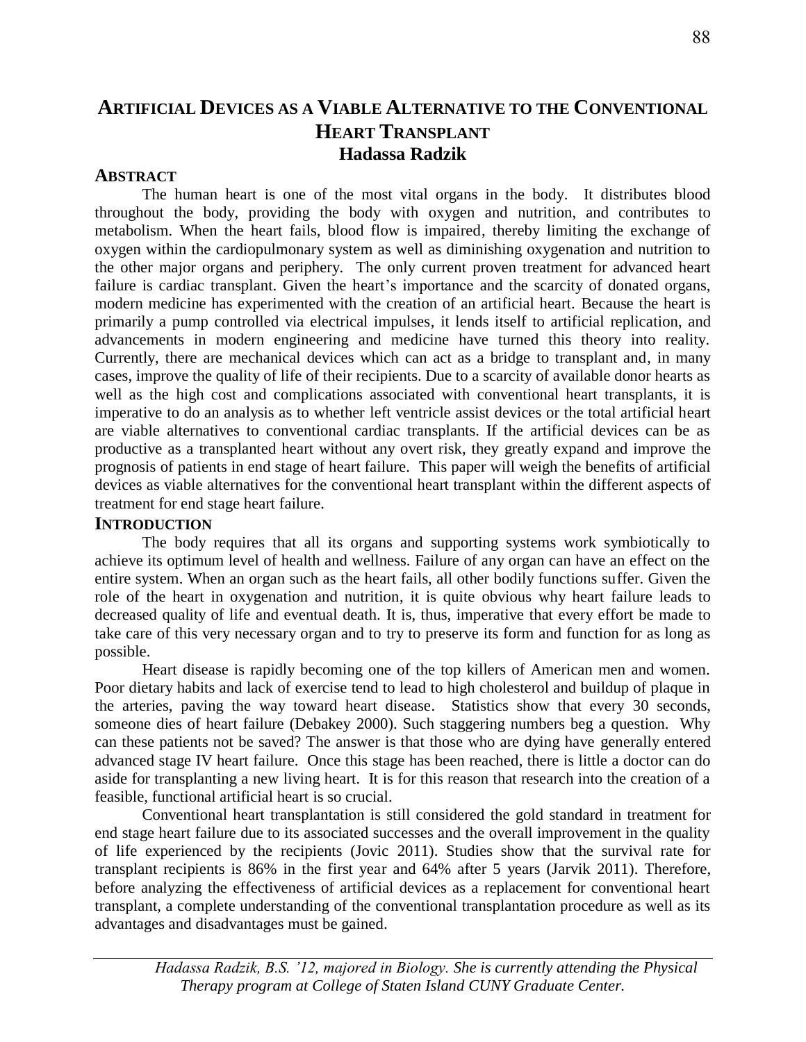# Artificial Devices as a Viable Alternative to the Conventional Heart Transplant

**Hadassa Radzik**

## Abstract

The human heart is one of the most vital organs in the body. It distributes blood throughout the body, providing the body with oxygen and nutrition, and contributes to metabolism. When the heart fails, blood flow is impaired, thereby limiting the exchange of oxygen within the cardiopulmonary system as well as diminishing oxygenation and nutrition to the other major organs and periphery. The only current proven treatment for advanced heart failure is cardiac transplant. Given the heart's importance and the scarcity of donated organs, modern medicine has experimented with the creation of an artificial heart. Because the heart is primarily a pump controlled via electrical impulses, it lends itself to artificial replication, and advancements in modern engineering and medicine have turned this theory into reality. Currently, there are mechanical devices which can act as a bridge to transplant and, in many cases, improve the quality of life of their recipients. Due to a scarcity of available donor hearts as well as the high cost and complications associated with conventional heart transplants, it is imperative to do an analysis as to whether left ventricle assist devices or the total artificial heart are viable alternatives to conventional cardiac transplants. If the artificial devices can be as productive as a transplanted heart without any overt risk, they greatly expand and improve the prognosis of patients in end stage of heart failure. This paper will weigh the benefits of artificial devices as viable alternatives for the conventional heart transplant within the different aspects of treatment for end stage heart failure.

## Introduction

The body requires that all its organs and supporting systems work symbiotically to achieve its optimum level of health and wellness. Failure of any organ can have an effect on the entire system. When an organ such as the heart fails, all other bodily functions suffer. Given the role of the heart in oxygenation and nutrition, it is quite obvious why heart failure leads to decreased quality of life and eventual death. It is, thus, imperative that every effort be made to take care of this very necessary organ and to try to preserve its form and function for as long as possible.

Heart disease is rapidly becoming one of the top killers of American men and women. Poor dietary habits and lack of exercise tend to lead to high cholesterol and buildup of plaque in the arteries, paving the way toward heart disease. Statistics show that every 30 seconds, someone dies of heart failure (Debakey 2000). Such staggering numbers beg a question. Why can these patients not be saved? The answer is that those who are dying have generally entered advanced stage IV heart failure. Once this stage has been reached, there is little a doctor can do aside for transplanting a new living heart. It is for this reason that research into the creation of a feasible, functional artificial heart is so crucial.

Conventional heart transplantation is still considered the gold standard in treatment for end stage heart failure due to its associated successes and the overall improvement in the quality of life experienced by the recipients (Jovic 2011). Studies show that the survival rate for transplant recipients is 86% in the first year and 64% after 5 years (Jarvik 2011). Therefore, before analyzing the effectiveness of artificial devices as a replacement for conventional heart transplant, a complete understanding of the conventional transplantation procedure as well as its advantages and disadvantages must be gained.

*Hadassa Radzik, B.S. '12, majored in Biology. She is currently attending the Physical Therapy program at College of Staten Island CUNY Graduate Center.*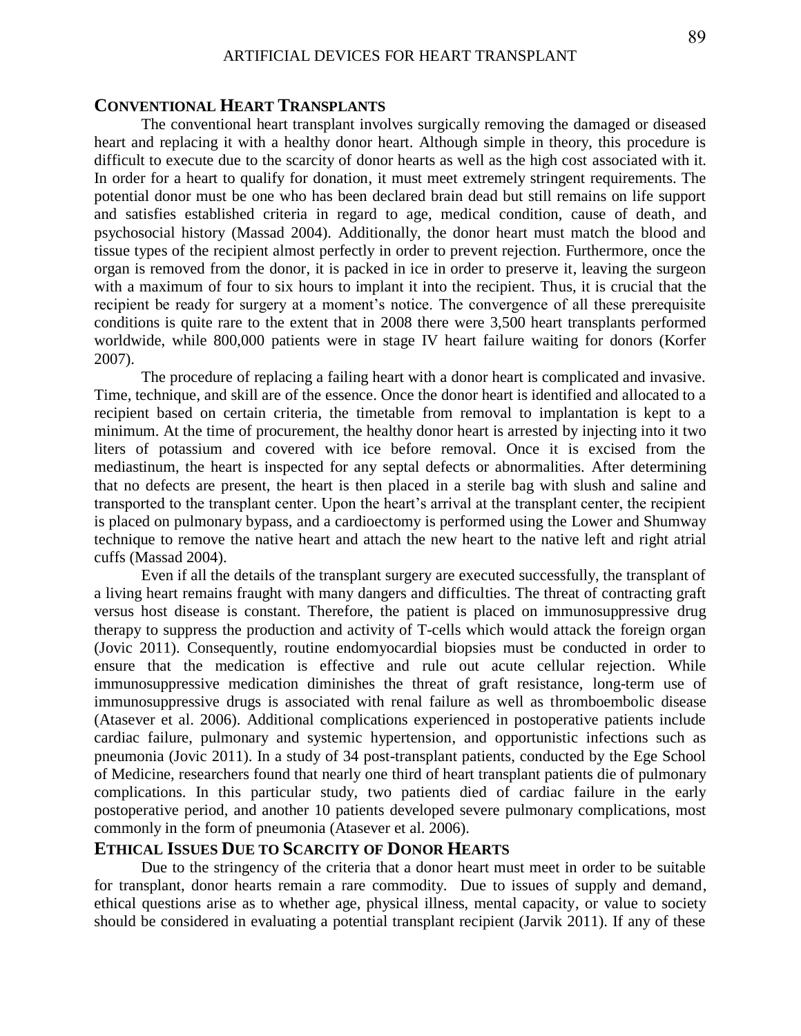## CONVENTIONAL HEART TRANSPLANTS

The conventional heart transplant involves surgically removing the damaged or diseased heart and replacing it with a healthy donor heart. Although simple in theory, this procedure is difficult to execute due to the scarcity of donor hearts as well as the high cost associated with it. In order for a heart to qualify for donation, it must meet extremely stringent requirements. The potential donor must be one who has been declared brain dead but still remains on life support and satisfies established criteria in regard to age, medical condition, cause of death, and psychosocial history (Massad 2004). Additionally, the donor heart must match the blood and tissue types of the recipient almost perfectly in order to prevent rejection. Furthermore, once the organ is removed from the donor, it is packed in ice in order to preserve it, leaving the surgeon with a maximum of four to six hours to implant it into the recipient. Thus, it is crucial that the recipient be ready for surgery at a moment's notice. The convergence of all these prerequisite conditions is quite rare to the extent that in 2008 there were 3,500 heart transplants performed worldwide, while 800,000 patients were in stage IV heart failure waiting for donors (Korfer 2007).

The procedure of replacing a failing heart with a donor heart is complicated and invasive. Time, technique, and skill are of the essence. Once the donor heart is identified and allocated to a recipient based on certain criteria, the timetable from removal to implantation is kept to a minimum. At the time of procurement, the healthy donor heart is arrested by injecting into it two liters of potassium and covered with ice before removal. Once it is excised from the mediastinum, the heart is inspected for any septal defects or abnormalities. After determining that no defects are present, the heart is then placed in a sterile bag with slush and saline and transported to the transplant center. Upon the heart's arrival at the transplant center, the recipient is placed on pulmonary bypass, and a cardioectomy is performed using the Lower and Shumway technique to remove the native heart and attach the new heart to the native left and right atrial cuffs (Massad 2004).

Even if all the details of the transplant surgery are executed successfully, the transplant of a living heart remains fraught with many dangers and difficulties. The threat of contracting graft versus host disease is constant. Therefore, the patient is placed on immunosuppressive drug therapy to suppress the production and activity of T-cells which would attack the foreign organ (Jovic 2011). Consequently, routine endomyocardial biopsies must be conducted in order to ensure that the medication is effective and rule out acute cellular rejection. While immunosuppressive medication diminishes the threat of graft resistance, long-term use of immunosuppressive drugs is associated with renal failure as well as thromboembolic disease (Atasever et al. 2006). Additional complications experienced in postoperative patients include cardiac failure, pulmonary and systemic hypertension, and opportunistic infections such as pneumonia (Jovic 2011). In a study of 34 post-transplant patients, conducted by the Ege School of Medicine, researchers found that nearly one third of heart transplant patients die of pulmonary complications. In this particular study, two patients died of cardiac failure in the early postoperative period, and another 10 patients developed severe pulmonary complications, most commonly in the form of pneumonia (Atasever et al. 2006).

## ETHICAL ISSUES DUE TO SCARCITY OF DONOR HEARTS

Due to the stringency of the criteria that a donor heart must meet in order to be suitable for transplant, donor hearts remain a rare commodity. Due to issues of supply and demand, ethical questions arise as to whether age, physical illness, mental capacity, or value to society should be considered in evaluating a potential transplant recipient (Jarvik 2011). If any of these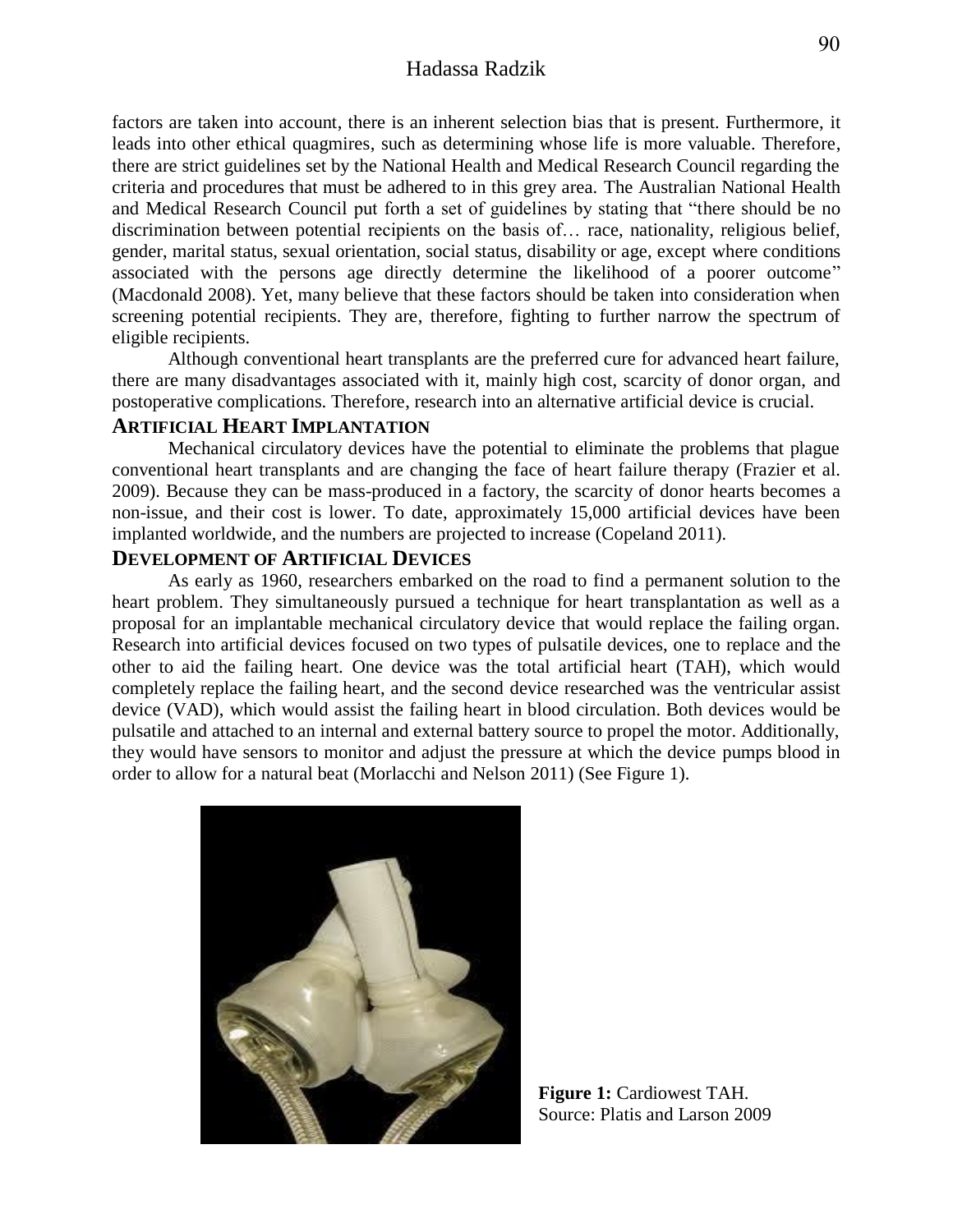factors are taken into account, there is an inherent selection bias that is present. Furthermore, it leads into other ethical quagmires, such as determining whose life is more valuable. Therefore, there are strict guidelines set by the National Health and Medical Research Council regarding the criteria and procedures that must be adhered to in this grey area. The Australian National Health and Medical Research Council put forth a set of guidelines by stating that "there should be no discrimination between potential recipients on the basis of… race, nationality, religious belief, gender, marital status, sexual orientation, social status, disability or age, except where conditions associated with the persons age directly determine the likelihood of a poorer outcome" (Macdonald 2008). Yet, many believe that these factors should be taken into consideration when screening potential recipients. They are, therefore, fighting to further narrow the spectrum of eligible recipients.

Although conventional heart transplants are the preferred cure for advanced heart failure, there are many disadvantages associated with it, mainly high cost, scarcity of donor organ, and postoperative complications. Therefore, research into an alternative artificial device is crucial.

## ARTIFICIAL HEART IMPLANTATION

Mechanical circulatory devices have the potential to eliminate the problems that plague conventional heart transplants and are changing the face of heart failure therapy (Frazier et al. 2009). Because they can be mass-produced in a factory, the scarcity of donor hearts becomes a non-issue, and their cost is lower. To date, approximately 15,000 artificial devices have been implanted worldwide, and the numbers are projected to increase (Copeland 2011).

## DEVELOPMENT OF ARTIFICIAL DEVICES

As early as 1960, researchers embarked on the road to find a permanent solution to the heart problem. They simultaneously pursued a technique for heart transplantation as well as a proposal for an implantable mechanical circulatory device that would replace the failing organ. Research into artificial devices focused on two types of pulsatile devices, one to replace and the other to aid the failing heart. One device was the total artificial heart (TAH), which would completely replace the failing heart, and the second device researched was the ventricular assist device (VAD), which would assist the failing heart in blood circulation. Both devices would be pulsatile and attached to an internal and external battery source to propel the motor. Additionally, they would have sensors to monitor and adjust the pressure at which the device pumps blood in order to allow for a natural beat (Morlacchi and Nelson 2011) (See Figure 1).

**Figure 1:** Cardiowest TAH.
Source: Platis and Larson 2009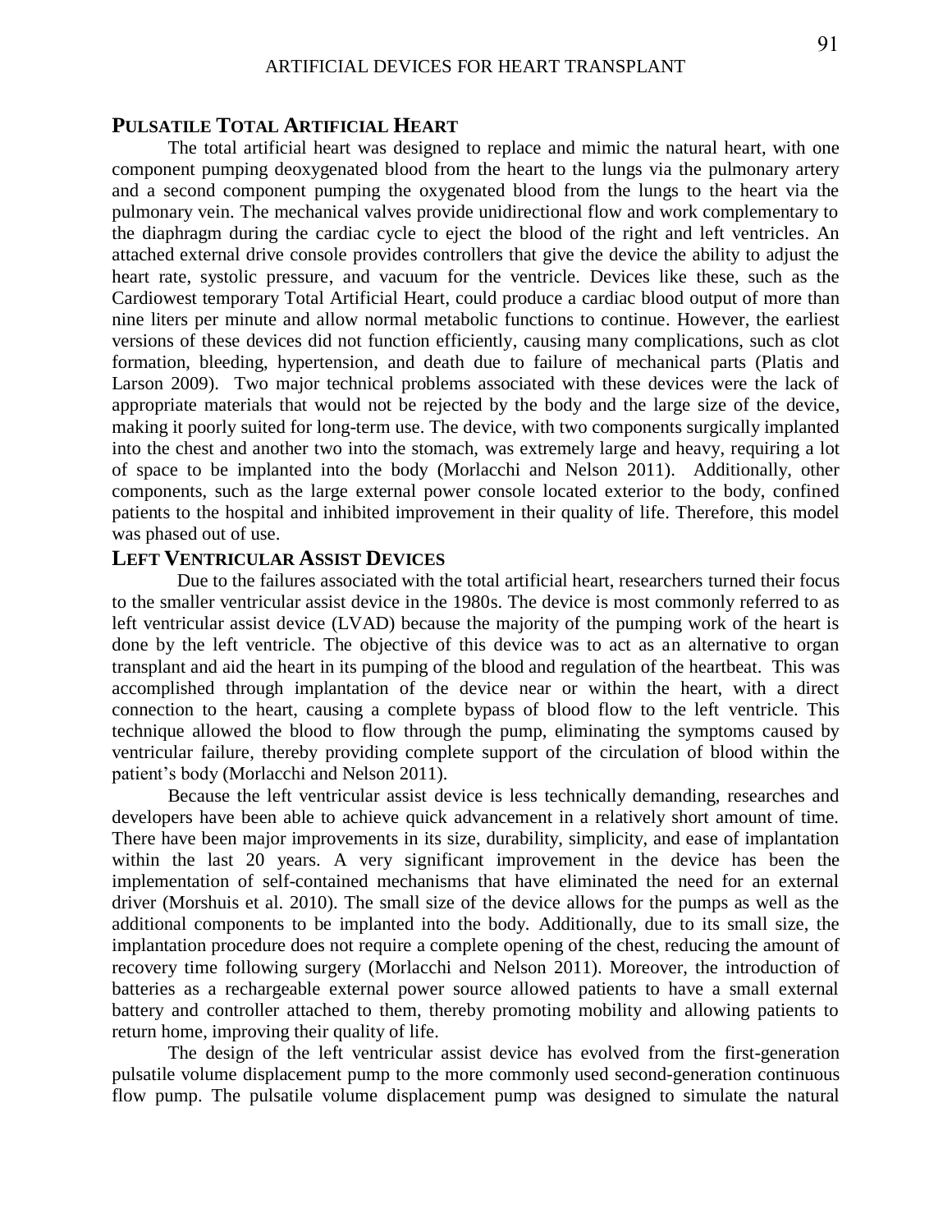## PULSATILE TOTAL ARTIFICIAL HEART

The total artificial heart was designed to replace and mimic the natural heart, with one component pumping deoxygenated blood from the heart to the lungs via the pulmonary artery and a second component pumping the oxygenated blood from the lungs to the heart via the pulmonary vein. The mechanical valves provide unidirectional flow and work complementary to the diaphragm during the cardiac cycle to eject the blood of the right and left ventricles. An attached external drive console provides controllers that give the device the ability to adjust the heart rate, systolic pressure, and vacuum for the ventricle. Devices like these, such as the Cardiowest temporary Total Artificial Heart, could produce a cardiac blood output of more than nine liters per minute and allow normal metabolic functions to continue. However, the earliest versions of these devices did not function efficiently, causing many complications, such as clot formation, bleeding, hypertension, and death due to failure of mechanical parts (Platis and Larson 2009). Two major technical problems associated with these devices were the lack of appropriate materials that would not be rejected by the body and the large size of the device, making it poorly suited for long-term use. The device, with two components surgically implanted into the chest and another two into the stomach, was extremely large and heavy, requiring a lot of space to be implanted into the body (Morlacchi and Nelson 2011). Additionally, other components, such as the large external power console located exterior to the body, confined patients to the hospital and inhibited improvement in their quality of life. Therefore, this model was phased out of use.

## LEFT VENTRICULAR ASSIST DEVICES

Due to the failures associated with the total artificial heart, researchers turned their focus to the smaller ventricular assist device in the 1980s. The device is most commonly referred to as left ventricular assist device (LVAD) because the majority of the pumping work of the heart is done by the left ventricle. The objective of this device was to act as an alternative to organ transplant and aid the heart in its pumping of the blood and regulation of the heartbeat. This was accomplished through implantation of the device near or within the heart, with a direct connection to the heart, causing a complete bypass of blood flow to the left ventricle. This technique allowed the blood to flow through the pump, eliminating the symptoms caused by ventricular failure, thereby providing complete support of the circulation of blood within the patient's body (Morlacchi and Nelson 2011).

Because the left ventricular assist device is less technically demanding, researches and developers have been able to achieve quick advancement in a relatively short amount of time. There have been major improvements in its size, durability, simplicity, and ease of implantation within the last 20 years. A very significant improvement in the device has been the implementation of self-contained mechanisms that have eliminated the need for an external driver (Morshuis et al. 2010). The small size of the device allows for the pumps as well as the additional components to be implanted into the body. Additionally, due to its small size, the implantation procedure does not require a complete opening of the chest, reducing the amount of recovery time following surgery (Morlacchi and Nelson 2011). Moreover, the introduction of batteries as a rechargeable external power source allowed patients to have a small external battery and controller attached to them, thereby promoting mobility and allowing patients to return home, improving their quality of life.

The design of the left ventricular assist device has evolved from the first-generation pulsatile volume displacement pump to the more commonly used second-generation continuous flow pump. The pulsatile volume displacement pump was designed to simulate the natural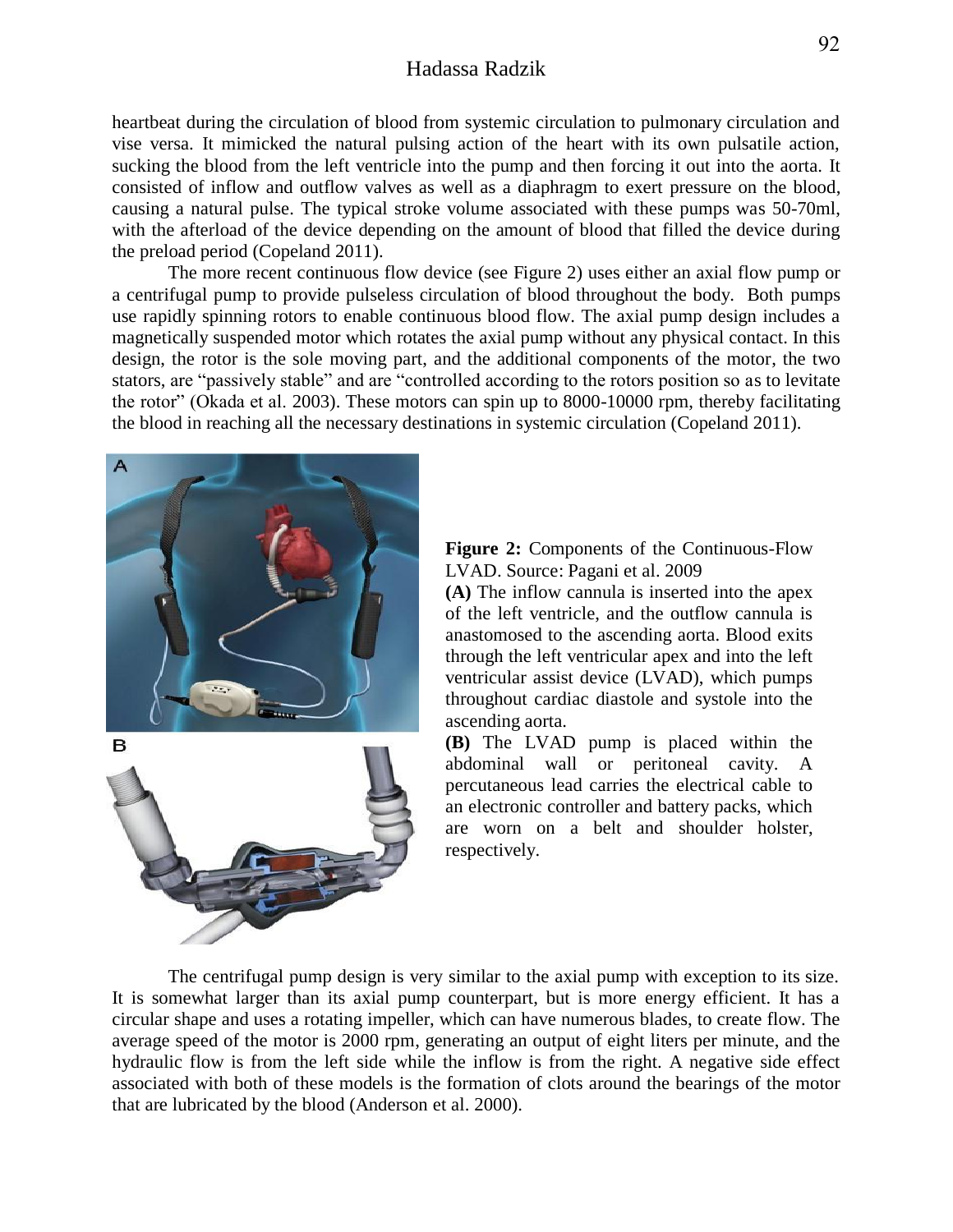heartbeat during the circulation of blood from systemic circulation to pulmonary circulation and vise versa. It mimicked the natural pulsing action of the heart with its own pulsatile action, sucking the blood from the left ventricle into the pump and then forcing it out into the aorta. It consisted of inflow and outflow valves as well as a diaphragm to exert pressure on the blood, causing a natural pulse. The typical stroke volume associated with these pumps was 50-70ml, with the afterload of the device depending on the amount of blood that filled the device during the preload period (Copeland 2011).

The more recent continuous flow device (see Figure 2) uses either an axial flow pump or a centrifugal pump to provide pulseless circulation of blood throughout the body. Both pumps use rapidly spinning rotors to enable continuous blood flow. The axial pump design includes a magnetically suspended motor which rotates the axial pump without any physical contact. In this design, the rotor is the sole moving part, and the additional components of the motor, the two stators, are "passively stable" and are "controlled according to the rotors position so as to levitate the rotor" (Okada et al. 2003). These motors can spin up to 8000-10000 rpm, thereby facilitating the blood in reaching all the necessary destinations in systemic circulation (Copeland 2011).

**Figure 2:** Components of the Continuous-Flow LVAD. Source: Pagani et al. 2009

**(A)** The inflow cannula is inserted into the apex of the left ventricle, and the outflow cannula is anastomosed to the ascending aorta. Blood exits through the left ventricular apex and into the left ventricular assist device (LVAD), which pumps throughout cardiac diastole and systole into the ascending aorta.

**(B)** The LVAD pump is placed within the abdominal wall or peritoneal cavity. A percutaneous lead carries the electrical cable to an electronic controller and battery packs, which are worn on a belt and shoulder holster, respectively.

The centrifugal pump design is very similar to the axial pump with exception to its size. It is somewhat larger than its axial pump counterpart, but is more energy efficient. It has a circular shape and uses a rotating impeller, which can have numerous blades, to create flow. The average speed of the motor is 2000 rpm, generating an output of eight liters per minute, and the hydraulic flow is from the left side while the inflow is from the right. A negative side effect associated with both of these models is the formation of clots around the bearings of the motor that are lubricated by the blood (Anderson et al. 2000).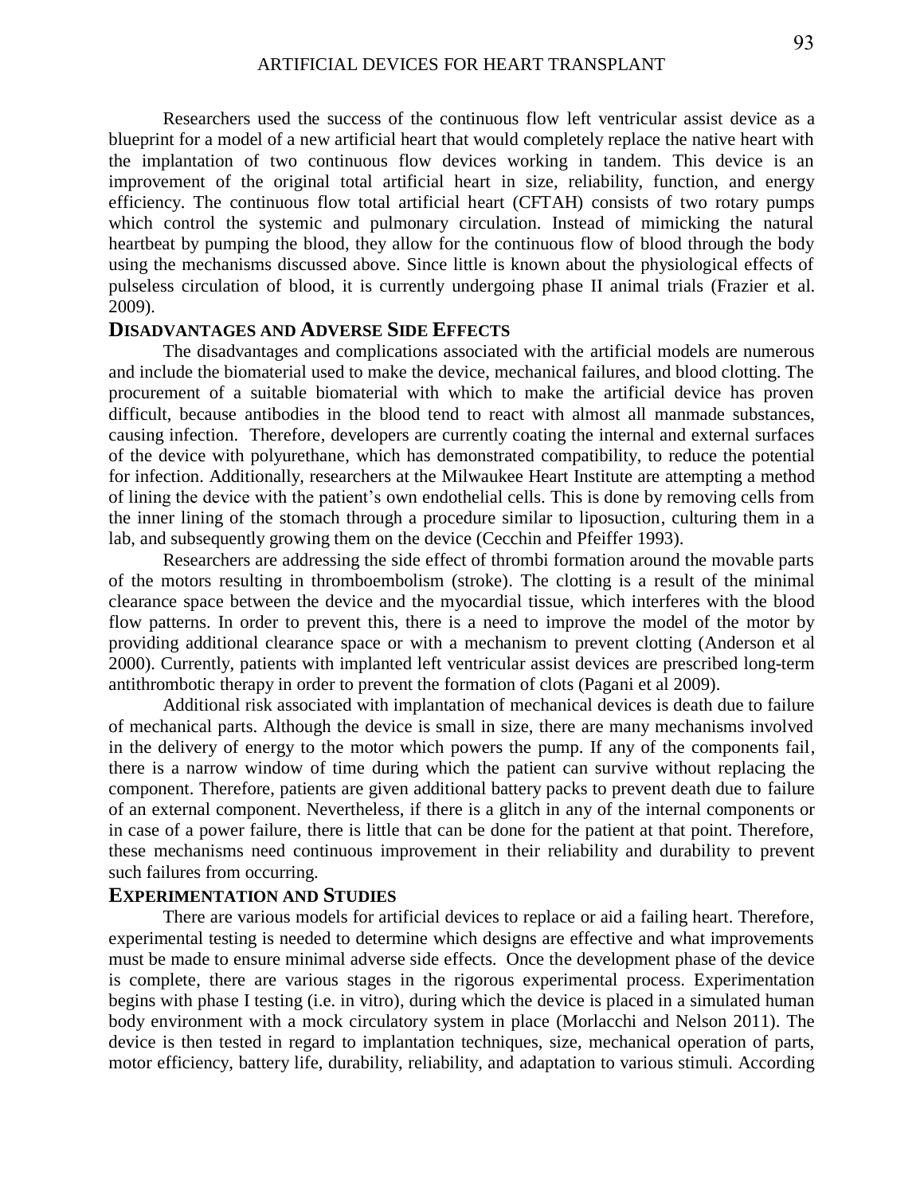Researchers used the success of the continuous flow left ventricular assist device as a blueprint for a model of a new artificial heart that would completely replace the native heart with the implantation of two continuous flow devices working in tandem. This device is an improvement of the original total artificial heart in size, reliability, function, and energy efficiency. The continuous flow total artificial heart (CFTAH) consists of two rotary pumps which control the systemic and pulmonary circulation. Instead of mimicking the natural heartbeat by pumping the blood, they allow for the continuous flow of blood through the body using the mechanisms discussed above. Since little is known about the physiological effects of pulseless circulation of blood, it is currently undergoing phase II animal trials (Frazier et al. 2009).

## Disadvantages and Adverse Side Effects

The disadvantages and complications associated with the artificial models are numerous and include the biomaterial used to make the device, mechanical failures, and blood clotting. The procurement of a suitable biomaterial with which to make the artificial device has proven difficult, because antibodies in the blood tend to react with almost all manmade substances, causing infection. Therefore, developers are currently coating the internal and external surfaces of the device with polyurethane, which has demonstrated compatibility, to reduce the potential for infection. Additionally, researchers at the Milwaukee Heart Institute are attempting a method of lining the device with the patient's own endothelial cells. This is done by removing cells from the inner lining of the stomach through a procedure similar to liposuction, culturing them in a lab, and subsequently growing them on the device (Cecchin and Pfeiffer 1993).

Researchers are addressing the side effect of thrombi formation around the movable parts of the motors resulting in thromboembolism (stroke). The clotting is a result of the minimal clearance space between the device and the myocardial tissue, which interferes with the blood flow patterns. In order to prevent this, there is a need to improve the model of the motor by providing additional clearance space or with a mechanism to prevent clotting (Anderson et al 2000). Currently, patients with implanted left ventricular assist devices are prescribed long-term antithrombotic therapy in order to prevent the formation of clots (Pagani et al 2009).

Additional risk associated with implantation of mechanical devices is death due to failure of mechanical parts. Although the device is small in size, there are many mechanisms involved in the delivery of energy to the motor which powers the pump. If any of the components fail, there is a narrow window of time during which the patient can survive without replacing the component. Therefore, patients are given additional battery packs to prevent death due to failure of an external component. Nevertheless, if there is a glitch in any of the internal components or in case of a power failure, there is little that can be done for the patient at that point. Therefore, these mechanisms need continuous improvement in their reliability and durability to prevent such failures from occurring.

## Experimentation and Studies

There are various models for artificial devices to replace or aid a failing heart. Therefore, experimental testing is needed to determine which designs are effective and what improvements must be made to ensure minimal adverse side effects. Once the development phase of the device is complete, there are various stages in the rigorous experimental process. Experimentation begins with phase I testing (i.e. in vitro), during which the device is placed in a simulated human body environment with a mock circulatory system in place (Morlacchi and Nelson 2011). The device is then tested in regard to implantation techniques, size, mechanical operation of parts, motor efficiency, battery life, durability, reliability, and adaptation to various stimuli. According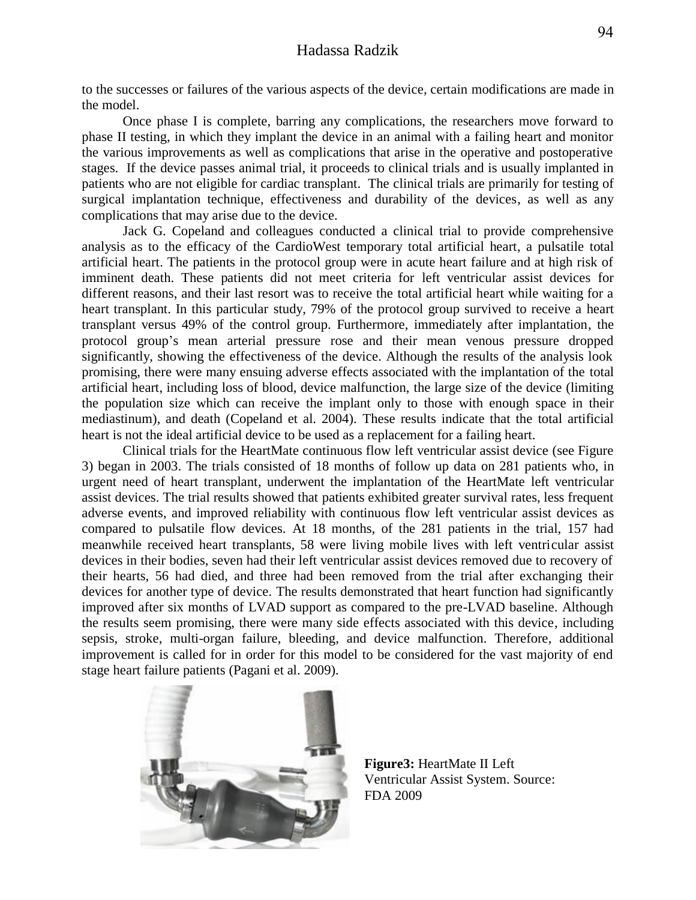to the successes or failures of the various aspects of the device, certain modifications are made in the model.

Once phase I is complete, barring any complications, the researchers move forward to phase II testing, in which they implant the device in an animal with a failing heart and monitor the various improvements as well as complications that arise in the operative and postoperative stages. If the device passes animal trial, it proceeds to clinical trials and is usually implanted in patients who are not eligible for cardiac transplant. The clinical trials are primarily for testing of surgical implantation technique, effectiveness and durability of the devices, as well as any complications that may arise due to the device.

Jack G. Copeland and colleagues conducted a clinical trial to provide comprehensive analysis as to the efficacy of the CardioWest temporary total artificial heart, a pulsatile total artificial heart. The patients in the protocol group were in acute heart failure and at high risk of imminent death. These patients did not meet criteria for left ventricular assist devices for different reasons, and their last resort was to receive the total artificial heart while waiting for a heart transplant. In this particular study, 79% of the protocol group survived to receive a heart transplant versus 49% of the control group. Furthermore, immediately after implantation, the protocol group's mean arterial pressure rose and their mean venous pressure dropped significantly, showing the effectiveness of the device. Although the results of the analysis look promising, there were many ensuing adverse effects associated with the implantation of the total artificial heart, including loss of blood, device malfunction, the large size of the device (limiting the population size which can receive the implant only to those with enough space in their mediastinum), and death (Copeland et al. 2004). These results indicate that the total artificial heart is not the ideal artificial device to be used as a replacement for a failing heart.

Clinical trials for the HeartMate continuous flow left ventricular assist device (see Figure 3) began in 2003. The trials consisted of 18 months of follow up data on 281 patients who, in urgent need of heart transplant, underwent the implantation of the HeartMate left ventricular assist devices. The trial results showed that patients exhibited greater survival rates, less frequent adverse events, and improved reliability with continuous flow left ventricular assist devices as compared to pulsatile flow devices. At 18 months, of the 281 patients in the trial, 157 had meanwhile received heart transplants, 58 were living mobile lives with left ventricular assist devices in their bodies, seven had their left ventricular assist devices removed due to recovery of their hearts, 56 had died, and three had been removed from the trial after exchanging their devices for another type of device. The results demonstrated that heart function had significantly improved after six months of LVAD support as compared to the pre-LVAD baseline. Although the results seem promising, there were many side effects associated with this device, including sepsis, stroke, multi-organ failure, bleeding, and device malfunction. Therefore, additional improvement is called for in order for this model to be considered for the vast majority of end stage heart failure patients (Pagani et al. 2009).

**Figure3:** HeartMate II Left Ventricular Assist System. Source: FDA 2009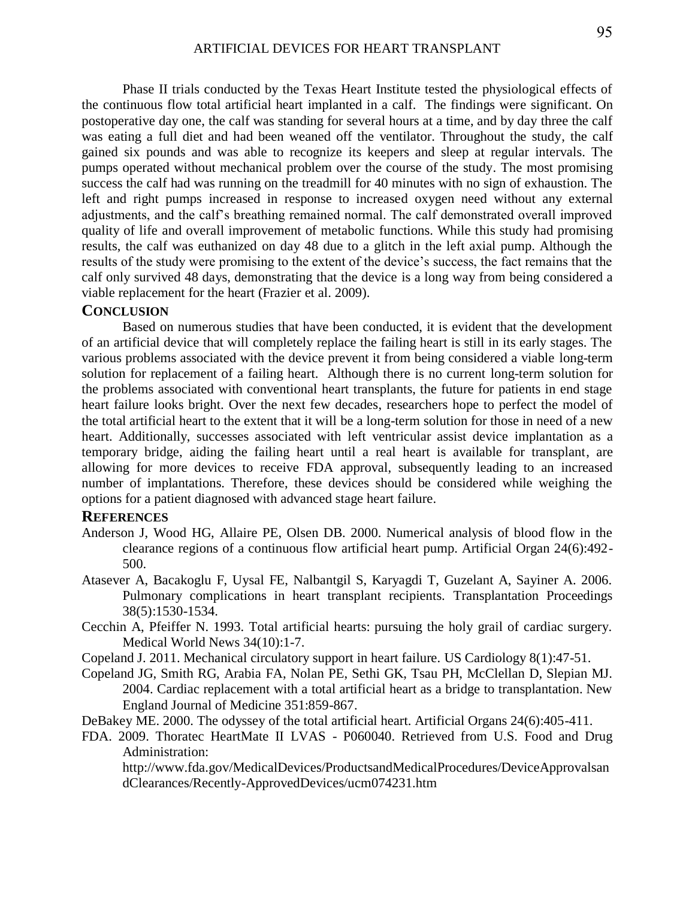Phase II trials conducted by the Texas Heart Institute tested the physiological effects of the continuous flow total artificial heart implanted in a calf. The findings were significant. On postoperative day one, the calf was standing for several hours at a time, and by day three the calf was eating a full diet and had been weaned off the ventilator. Throughout the study, the calf gained six pounds and was able to recognize its keepers and sleep at regular intervals. The pumps operated without mechanical problem over the course of the study. The most promising success the calf had was running on the treadmill for 40 minutes with no sign of exhaustion. The left and right pumps increased in response to increased oxygen need without any external adjustments, and the calf's breathing remained normal. The calf demonstrated overall improved quality of life and overall improvement of metabolic functions. While this study had promising results, the calf was euthanized on day 48 due to a glitch in the left axial pump. Although the results of the study were promising to the extent of the device's success, the fact remains that the calf only survived 48 days, demonstrating that the device is a long way from being considered a viable replacement for the heart (Frazier et al. 2009).

## CONCLUSION

Based on numerous studies that have been conducted, it is evident that the development of an artificial device that will completely replace the failing heart is still in its early stages. The various problems associated with the device prevent it from being considered a viable long-term solution for replacement of a failing heart. Although there is no current long-term solution for the problems associated with conventional heart transplants, the future for patients in end stage heart failure looks bright. Over the next few decades, researchers hope to perfect the model of the total artificial heart to the extent that it will be a long-term solution for those in need of a new heart. Additionally, successes associated with left ventricular assist device implantation as a temporary bridge, aiding the failing heart until a real heart is available for transplant, are allowing for more devices to receive FDA approval, subsequently leading to an increased number of implantations. Therefore, these devices should be considered while weighing the options for a patient diagnosed with advanced stage heart failure.

## REFERENCES

Anderson J, Wood HG, Allaire PE, Olsen DB. 2000. Numerical analysis of blood flow in the clearance regions of a continuous flow artificial heart pump. Artificial Organ 24(6):492-500.

Atasever A, Bacakoglu F, Uysal FE, Nalbantgil S, Karyagdi T, Guzelant A, Sayiner A. 2006. Pulmonary complications in heart transplant recipients. Transplantation Proceedings 38(5):1530-1534.

Cecchin A, Pfeiffer N. 1993. Total artificial hearts: pursuing the holy grail of cardiac surgery. Medical World News 34(10):1-7.

Copeland J. 2011. Mechanical circulatory support in heart failure. US Cardiology 8(1):47-51.

Copeland JG, Smith RG, Arabia FA, Nolan PE, Sethi GK, Tsau PH, McClellan D, Slepian MJ. 2004. Cardiac replacement with a total artificial heart as a bridge to transplantation. New England Journal of Medicine 351:859-867.

DeBakey ME. 2000. The odyssey of the total artificial heart. Artificial Organs 24(6):405-411.

FDA. 2009. Thoratec HeartMate II LVAS - P060040. Retrieved from U.S. Food and Drug Administration: http://www.fda.gov/MedicalDevices/ProductsandMedicalProcedures/DeviceApprovalsandClearances/Recently-ApprovedDevices/ucm074231.htm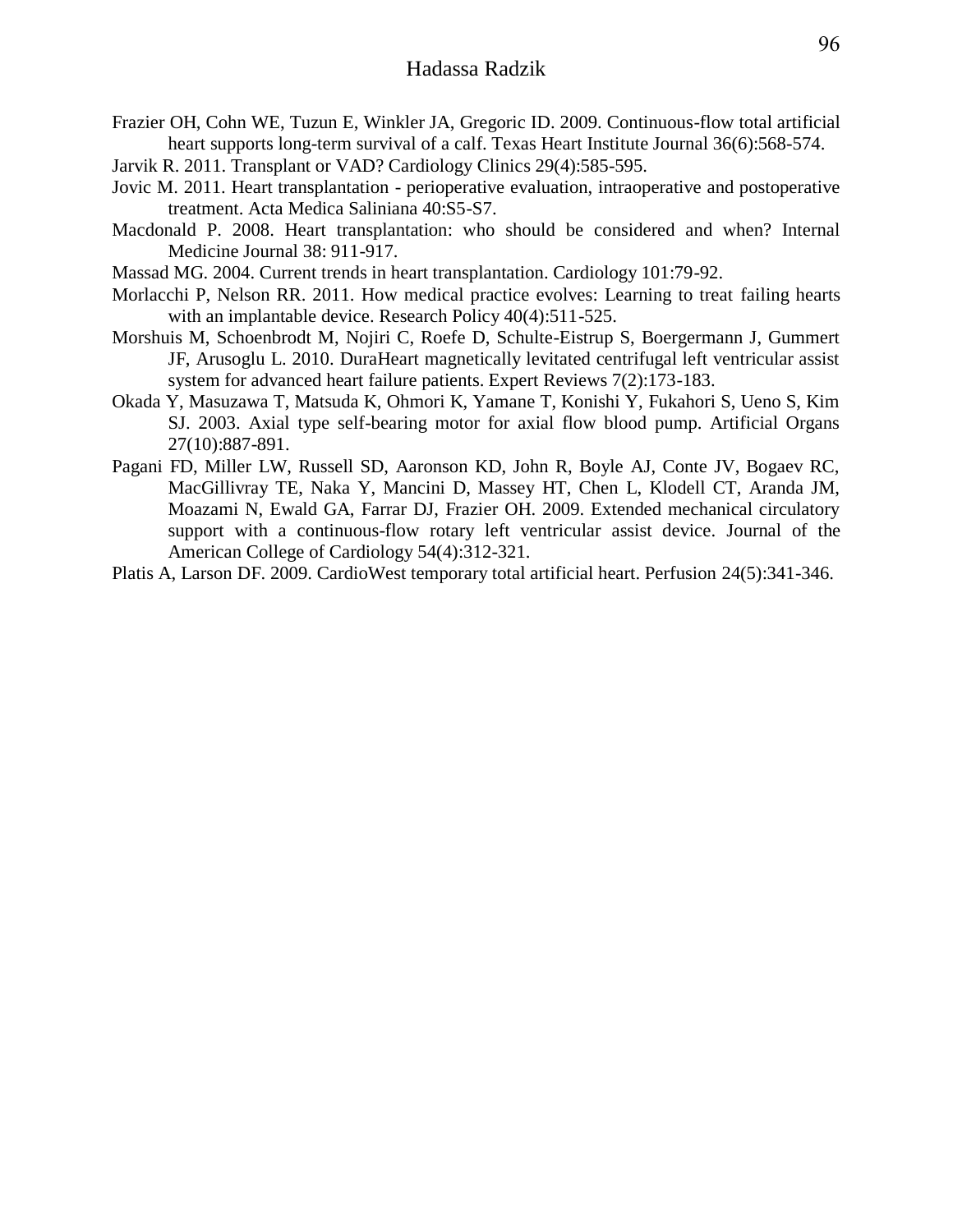Frazier OH, Cohn WE, Tuzun E, Winkler JA, Gregoric ID. 2009. Continuous-flow total artificial heart supports long-term survival of a calf. Texas Heart Institute Journal 36(6):568-574.

Jarvik R. 2011. Transplant or VAD? Cardiology Clinics 29(4):585-595.

Jovic M. 2011. Heart transplantation - perioperative evaluation, intraoperative and postoperative treatment. Acta Medica Saliniana 40:S5-S7.

Macdonald P. 2008. Heart transplantation: who should be considered and when? Internal Medicine Journal 38: 911-917.

Massad MG. 2004. Current trends in heart transplantation. Cardiology 101:79-92.

Morlacchi P, Nelson RR. 2011. How medical practice evolves: Learning to treat failing hearts with an implantable device. Research Policy 40(4):511-525.

Morshuis M, Schoenbrodt M, Nojiri C, Roefe D, Schulte-Eistrup S, Boergermann J, Gummert JF, Arusoglu L. 2010. DuraHeart magnetically levitated centrifugal left ventricular assist system for advanced heart failure patients. Expert Reviews 7(2):173-183.

Okada Y, Masuzawa T, Matsuda K, Ohmori K, Yamane T, Konishi Y, Fukahori S, Ueno S, Kim SJ. 2003. Axial type self-bearing motor for axial flow blood pump. Artificial Organs 27(10):887-891.

Pagani FD, Miller LW, Russell SD, Aaronson KD, John R, Boyle AJ, Conte JV, Bogaev RC, MacGillivray TE, Naka Y, Mancini D, Massey HT, Chen L, Klodell CT, Aranda JM, Moazami N, Ewald GA, Farrar DJ, Frazier OH. 2009. Extended mechanical circulatory support with a continuous-flow rotary left ventricular assist device. Journal of the American College of Cardiology 54(4):312-321.

Platis A, Larson DF. 2009. CardioWest temporary total artificial heart. Perfusion 24(5):341-346.